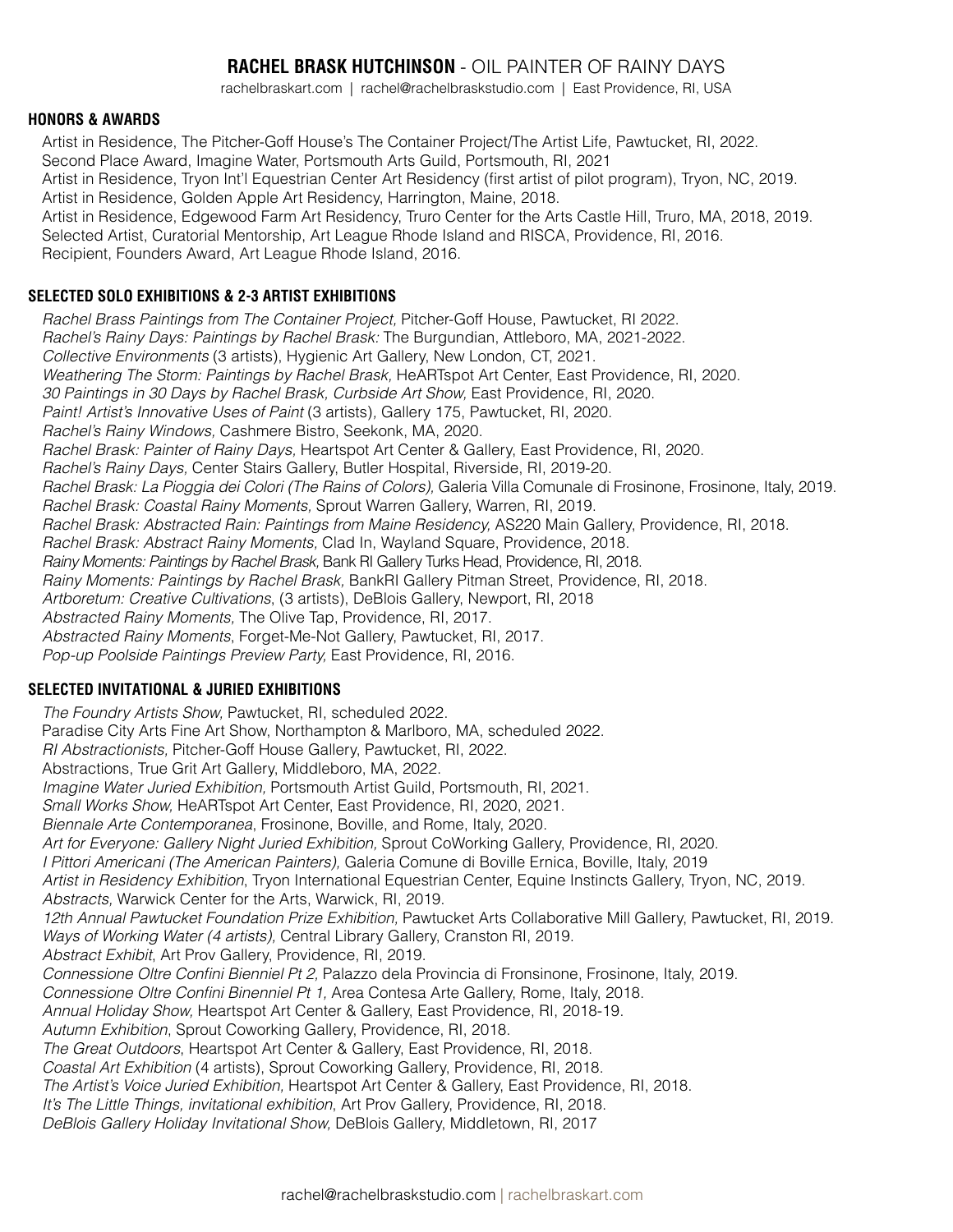# **RACHEL BRASK HUTCHINSON** - OIL PAINTER OF RAINY DAYS

rachelbraskart.com | rachel@rachelbraskstudio.com | East Providence, RI, USA

## HONORS & AWARDS

Artist in Residence, The Pitcher-Goff House's The Container Project/The Artist Life, Pawtucket, RI, 2022.
Second Place Award, Imagine Water, Portsmouth Arts Guild, Portsmouth, RI, 2021
Artist in Residence, Tryon Int'l Equestrian Center Art Residency (first artist of pilot program), Tryon, NC, 2019.
Artist in Residence, Golden Apple Art Residency, Harrington, Maine, 2018.
Artist in Residence, Edgewood Farm Art Residency, Truro Center for the Arts Castle Hill, Truro, MA, 2018, 2019.
Selected Artist, Curatorial Mentorship, Art League Rhode Island and RISCA, Providence, RI, 2016.
Recipient, Founders Award, Art League Rhode Island, 2016.

## SELECTED SOLO EXHIBITIONS & 2-3 ARTIST EXHIBITIONS

*Rachel Brass Paintings from The Container Project,* Pitcher-Goff House, Pawtucket, RI 2022.
*Rachel's Rainy Days: Paintings by Rachel Brask:* The Burgundian, Attleboro, MA, 2021-2022.
*Collective Environments* (3 artists), Hygienic Art Gallery, New London, CT, 2021.
*Weathering The Storm: Paintings by Rachel Brask,* HeARTspot Art Center, East Providence, RI, 2020.
*30 Paintings in 30 Days by Rachel Brask, Curbside Art Show,* East Providence, RI, 2020.
*Paint! Artist's Innovative Uses of Paint* (3 artists), Gallery 175, Pawtucket, RI, 2020.
*Rachel's Rainy Windows,* Cashmere Bistro, Seekonk, MA, 2020.
*Rachel Brask: Painter of Rainy Days,* Heartspot Art Center & Gallery, East Providence, RI, 2020.
*Rachel's Rainy Days,* Center Stairs Gallery, Butler Hospital, Riverside, RI, 2019-20.
*Rachel Brask: La Pioggia dei Colori (The Rains of Colors),* Galeria Villa Comunale di Frosinone, Frosinone, Italy, 2019.
*Rachel Brask: Coastal Rainy Moments,* Sprout Warren Gallery, Warren, RI, 2019.
*Rachel Brask: Abstracted Rain: Paintings from Maine Residency,* AS220 Main Gallery, Providence, RI, 2018.
*Rachel Brask: Abstract Rainy Moments,* Clad In, Wayland Square, Providence, 2018.
*Rainy Moments: Paintings by Rachel Brask,* Bank RI Gallery Turks Head, Providence, RI, 2018.
*Rainy Moments: Paintings by Rachel Brask,* BankRI Gallery Pitman Street, Providence, RI, 2018.
*Artboretum: Creative Cultivations*, (3 artists), DeBlois Gallery, Newport, RI, 2018
*Abstracted Rainy Moments,* The Olive Tap, Providence, RI, 2017.
*Abstracted Rainy Moments*, Forget-Me-Not Gallery, Pawtucket, RI, 2017.
*Pop-up Poolside Paintings Preview Party,* East Providence, RI, 2016.

## SELECTED INVITATIONAL & JURIED EXHIBITIONS

*The Foundry Artists Show,* Pawtucket, RI, scheduled 2022.
Paradise City Arts Fine Art Show, Northampton & Marlboro, MA, scheduled 2022.
*RI Abstractionists,* Pitcher-Goff House Gallery, Pawtucket, RI, 2022.
Abstractions, True Grit Art Gallery, Middleboro, MA, 2022.
*Imagine Water Juried Exhibition,* Portsmouth Artist Guild, Portsmouth, RI, 2021.
*Small Works Show,* HeARTspot Art Center, East Providence, RI, 2020, 2021.
*Biennale Arte Contemporanea*, Frosinone, Boville, and Rome, Italy, 2020.
*Art for Everyone: Gallery Night Juried Exhibition,* Sprout CoWorking Gallery, Providence, RI, 2020.
*I Pittori Americani (The American Painters),* Galeria Comune di Boville Ernica, Boville, Italy, 2019
*Artist in Residency Exhibition*, Tryon International Equestrian Center, Equine Instincts Gallery, Tryon, NC, 2019.
*Abstracts,* Warwick Center for the Arts, Warwick, RI, 2019.
*12th Annual Pawtucket Foundation Prize Exhibition,* Pawtucket Arts Collaborative Mill Gallery, Pawtucket, RI, 2019.
*Ways of Working Water (4 artists),* Central Library Gallery, Cranston RI, 2019.
*Abstract Exhibit*, Art Prov Gallery, Providence, RI, 2019.
*Connessione Oltre Confini Bienniel Pt 2,* Palazzo dela Provincia di Fronsinone, Frosinone, Italy, 2019.
*Connessione Oltre Confini Binenniel Pt 1,* Area Contesa Arte Gallery, Rome, Italy, 2018.
*Annual Holiday Show,* Heartspot Art Center & Gallery, East Providence, RI, 2018-19.
*Autumn Exhibition*, Sprout Coworking Gallery, Providence, RI, 2018.
*The Great Outdoors*, Heartspot Art Center & Gallery, East Providence, RI, 2018.
*Coastal Art Exhibition* (4 artists), Sprout Coworking Gallery, Providence, RI, 2018.
*The Artist's Voice Juried Exhibition,* Heartspot Art Center & Gallery, East Providence, RI, 2018.
*It's The Little Things, invitational exhibition*, Art Prov Gallery, Providence, RI, 2018.
*DeBlois Gallery Holiday Invitational Show,* DeBlois Gallery, Middletown, RI, 2017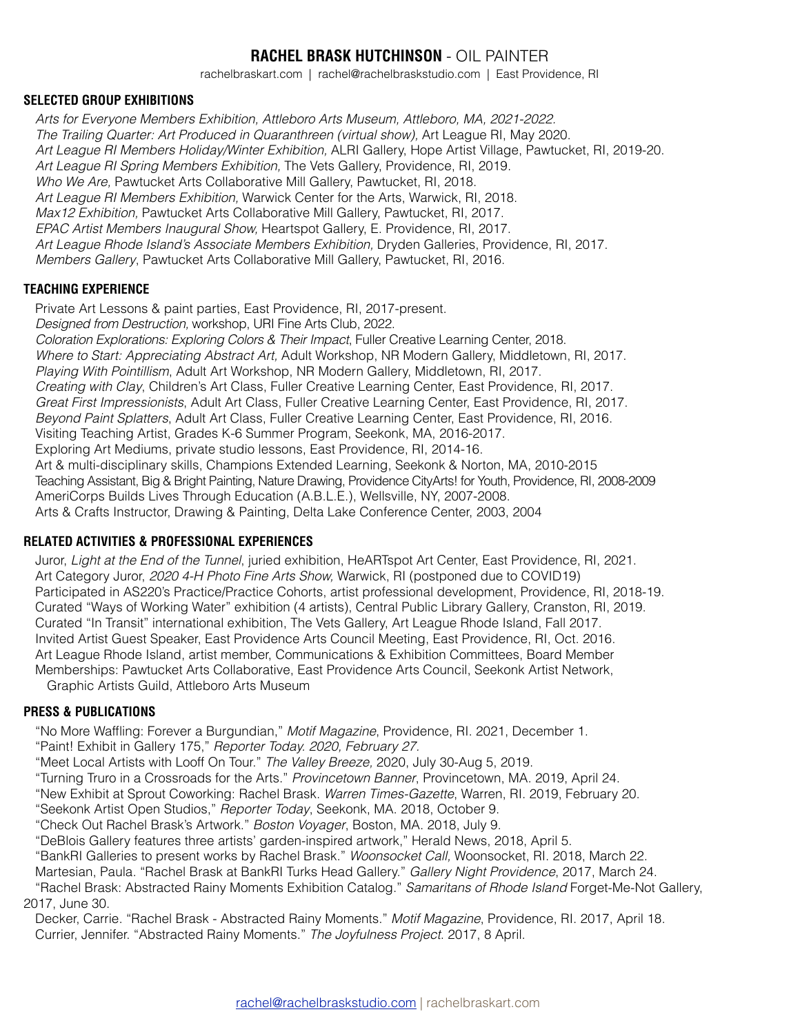# **RACHEL BRASK HUTCHINSON** - OIL PAINTER

rachelbraskart.com | rachel@rachelbraskstudio.com | East Providence, RI

## SELECTED GROUP EXHIBITIONS

*Arts for Everyone Members Exhibition, Attleboro Arts Museum, Attleboro, MA, 2021-2022.*
*The Trailing Quarter: Art Produced in Quaranthreen (virtual show),* Art League RI, May 2020.
*Art League RI Members Holiday/Winter Exhibition,* ALRI Gallery, Hope Artist Village, Pawtucket, RI, 2019-20.
*Art League RI Spring Members Exhibition,* The Vets Gallery, Providence, RI, 2019.
*Who We Are,* Pawtucket Arts Collaborative Mill Gallery, Pawtucket, RI, 2018.
*Art League RI Members Exhibition,* Warwick Center for the Arts, Warwick, RI, 2018.
*Max12 Exhibition,* Pawtucket Arts Collaborative Mill Gallery, Pawtucket, RI, 2017.
*EPAC Artist Members Inaugural Show,* Heartspot Gallery, E. Providence, RI, 2017.
*Art League Rhode Island's Associate Members Exhibition,* Dryden Galleries, Providence, RI, 2017.
*Members Gallery*, Pawtucket Arts Collaborative Mill Gallery, Pawtucket, RI, 2016.

## TEACHING EXPERIENCE

Private Art Lessons & paint parties, East Providence, RI, 2017-present.
*Designed from Destruction,* workshop, URI Fine Arts Club, 2022.
*Coloration Explorations: Exploring Colors & Their Impact*, Fuller Creative Learning Center, 2018.
*Where to Start: Appreciating Abstract Art,* Adult Workshop, NR Modern Gallery, Middletown, RI, 2017.
*Playing With Pointillism*, Adult Art Workshop, NR Modern Gallery, Middletown, RI, 2017.
*Creating with Clay*, Children's Art Class, Fuller Creative Learning Center, East Providence, RI, 2017.
*Great First Impressionists*, Adult Art Class, Fuller Creative Learning Center, East Providence, RI, 2017.
*Beyond Paint Splatters*, Adult Art Class, Fuller Creative Learning Center, East Providence, RI, 2016.
Visiting Teaching Artist, Grades K-6 Summer Program, Seekonk, MA, 2016-2017.
Exploring Art Mediums, private studio lessons, East Providence, RI, 2014-16.
Art & multi-disciplinary skills, Champions Extended Learning, Seekonk & Norton, MA, 2010-2015
Teaching Assistant, Big & Bright Painting, Nature Drawing, Providence CityArts! for Youth, Providence, RI, 2008-2009
AmeriCorps Builds Lives Through Education (A.B.L.E.), Wellsville, NY, 2007-2008.
Arts & Crafts Instructor, Drawing & Painting, Delta Lake Conference Center, 2003, 2004

## RELATED ACTIVITIES & PROFESSIONAL EXPERIENCES

Juror, *Light at the End of the Tunnel*, juried exhibition, HeARTspot Art Center, East Providence, RI, 2021.
Art Category Juror, *2020 4-H Photo Fine Arts Show,* Warwick, RI (postponed due to COVID19)
Participated in AS220's Practice/Practice Cohorts, artist professional development, Providence, RI, 2018-19.
Curated "Ways of Working Water" exhibition (4 artists), Central Public Library Gallery, Cranston, RI, 2019.
Curated "In Transit" international exhibition, The Vets Gallery, Art League Rhode Island, Fall 2017.
Invited Artist Guest Speaker, East Providence Arts Council Meeting, East Providence, RI, Oct. 2016.
Art League Rhode Island, artist member, Communications & Exhibition Committees, Board Member
Memberships: Pawtucket Arts Collaborative, East Providence Arts Council, Seekonk Artist Network, Graphic Artists Guild, Attleboro Arts Museum

## PRESS & PUBLICATIONS

"No More Waffling: Forever a Burgundian," *Motif Magazine*, Providence, RI. 2021, December 1.
"Paint! Exhibit in Gallery 175," *Reporter Today. 2020, February 27.*
"Meet Local Artists with Looff On Tour." *The Valley Breeze,* 2020, July 30-Aug 5, 2019.
"Turning Truro in a Crossroads for the Arts." *Provincetown Banner*, Provincetown, MA. 2019, April 24.
"New Exhibit at Sprout Coworking: Rachel Brask. *Warren Times-Gazette*, Warren, RI. 2019, February 20.
"Seekonk Artist Open Studios," *Reporter Today*, Seekonk, MA. 2018, October 9.
"Check Out Rachel Brask's Artwork." *Boston Voyager*, Boston, MA. 2018, July 9.
"DeBlois Gallery features three artists' garden-inspired artwork," Herald News, 2018, April 5.
"BankRI Galleries to present works by Rachel Brask." *Woonsocket Call,* Woonsocket, RI. 2018, March 22.
Martesian, Paula. "Rachel Brask at BankRI Turks Head Gallery." *Gallery Night Providence*, 2017, March 24.
"Rachel Brask: Abstracted Rainy Moments Exhibition Catalog." *Samaritans of Rhode Island* Forget-Me-Not Gallery, 2017, June 30.
Decker, Carrie. "Rachel Brask - Abstracted Rainy Moments." *Motif Magazine*, Providence, RI. 2017, April 18.
Currier, Jennifer. "Abstracted Rainy Moments." *The Joyfulness Project.* 2017, 8 April.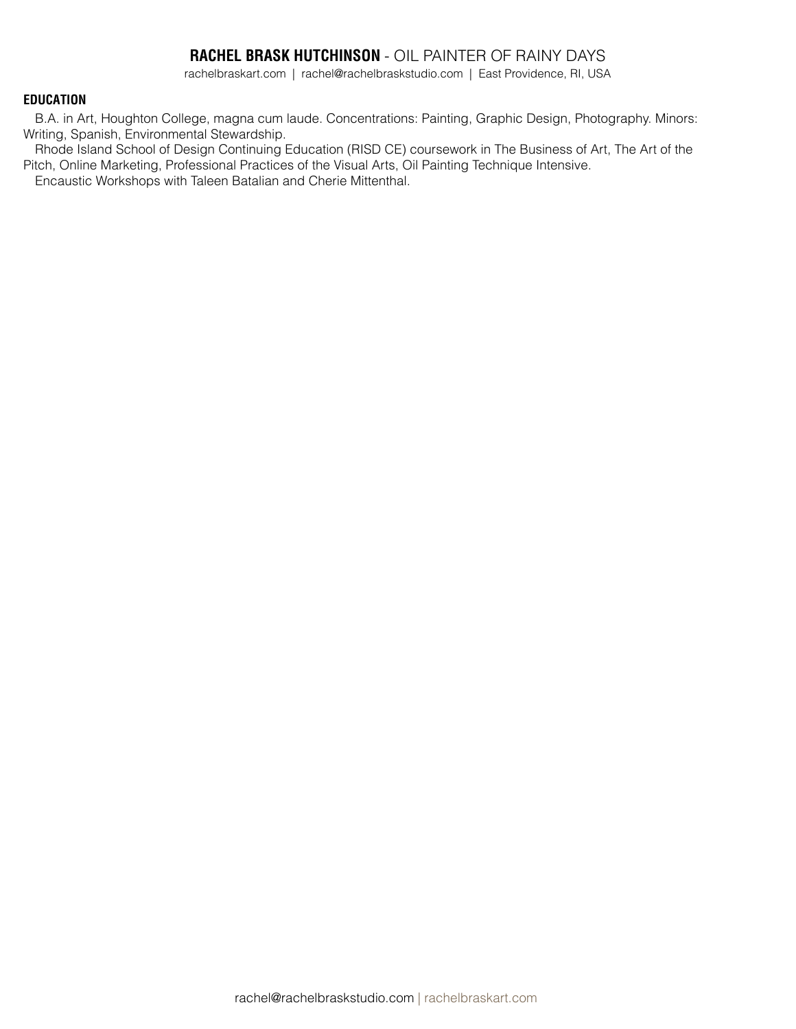## EDUCATION

B.A. in Art, Houghton College, magna cum laude. Concentrations: Painting, Graphic Design, Photography. Minors: Writing, Spanish, Environmental Stewardship.

Rhode Island School of Design Continuing Education (RISD CE) coursework in The Business of Art, The Art of the Pitch, Online Marketing, Professional Practices of the Visual Arts, Oil Painting Technique Intensive.

Encaustic Workshops with Taleen Batalian and Cherie Mittenthal.